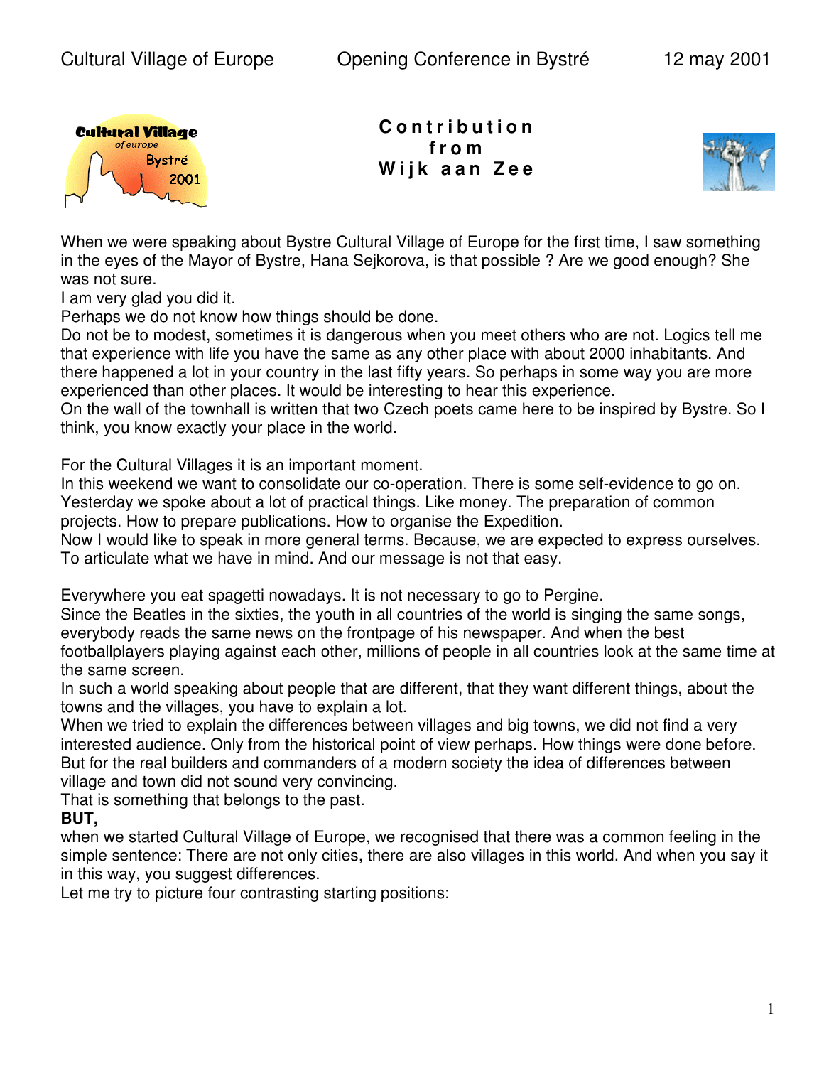# Contribution from Wijk aan Zee

When we were speaking about Bystre Cultural Village of Europe for the first time, I saw something in the eyes of the Mayor of Bystre, Hana Sejkorova, is that possible ? Are we good enough? She was not sure.
I am very glad you did it.
Perhaps we do not know how things should be done.
Do not be to modest, sometimes it is dangerous when you meet others who are not. Logics tell me that experience with life you have the same as any other place with about 2000 inhabitants. And there happened a lot in your country in the last fifty years. So perhaps in some way you are more experienced than other places. It would be interesting to hear this experience.
On the wall of the townhall is written that two Czech poets came here to be inspired by Bystre. So I think, you know exactly your place in the world.

For the Cultural Villages it is an important moment.
In this weekend we want to consolidate our co-operation. There is some self-evidence to go on. Yesterday we spoke about a lot of practical things. Like money. The preparation of common projects. How to prepare publications. How to organise the Expedition.
Now I would like to speak in more general terms. Because, we are expected to express ourselves. To articulate what we have in mind. And our message is not that easy.

Everywhere you eat spagetti nowadays. It is not necessary to go to Pergine.
Since the Beatles in the sixties, the youth in all countries of the world is singing the same songs, everybody reads the same news on the frontpage of his newspaper. And when the best footballplayers playing against each other, millions of people in all countries look at the same time at the same screen.
In such a world speaking about people that are different, that they want different things, about the towns and the villages, you have to explain a lot.
When we tried to explain the differences between villages and big towns, we did not find a very interested audience. Only from the historical point of view perhaps. How things were done before. But for the real builders and commanders of a modern society the idea of differences between village and town did not sound very convincing.
That is something that belongs to the past.
**BUT,**
when we started Cultural Village of Europe, we recognised that there was a common feeling in the simple sentence: There are not only cities, there are also villages in this world. And when you say it in this way, you suggest differences.
Let me try to picture four contrasting starting positions: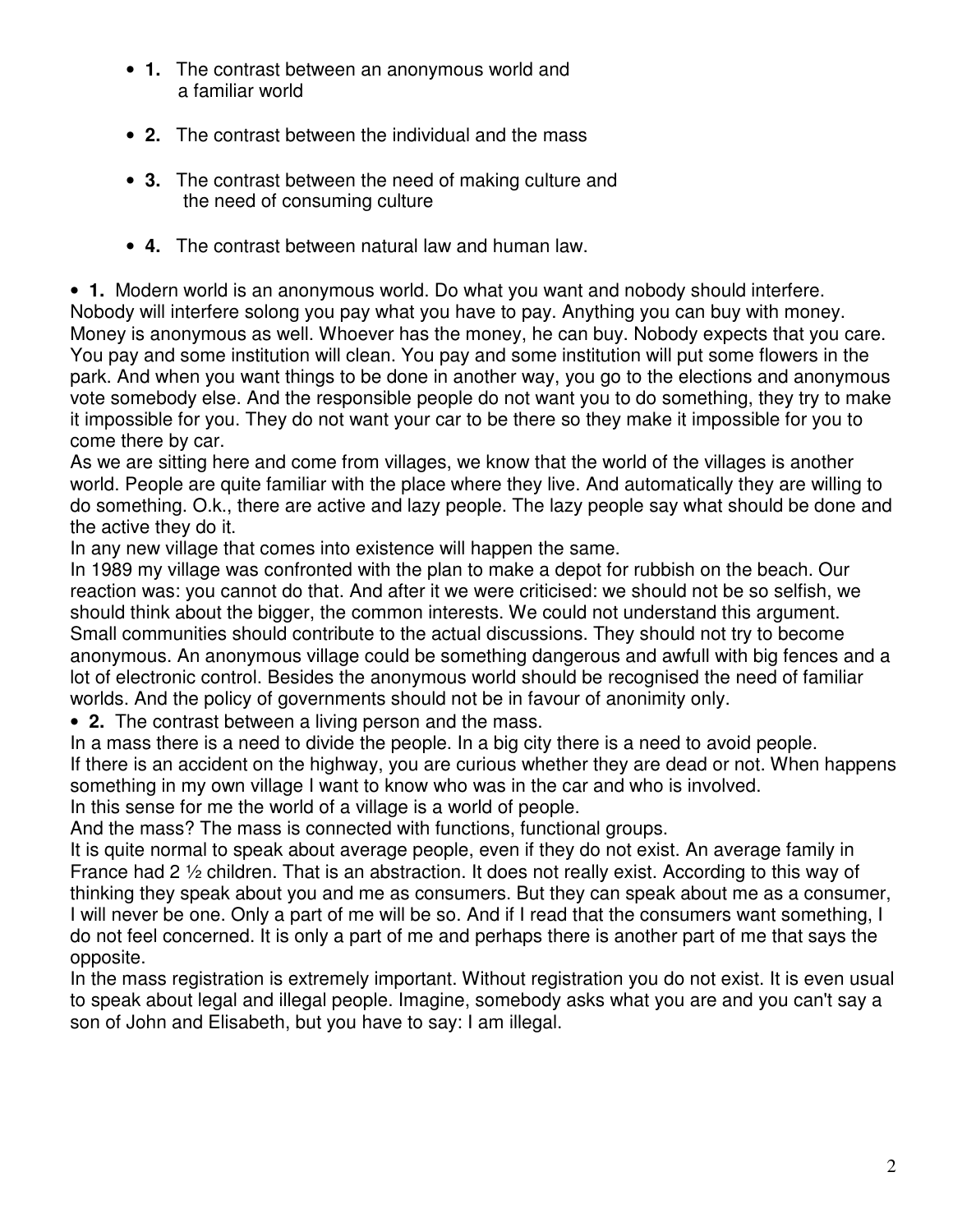- **1.** The contrast between an anonymous world and a familiar world

- **2.** The contrast between the individual and the mass

- **3.** The contrast between the need of making culture and the need of consuming culture

- **4.** The contrast between natural law and human law.

• **1.** Modern world is an anonymous world. Do what you want and nobody should interfere. Nobody will interfere solong you pay what you have to pay. Anything you can buy with money. Money is anonymous as well. Whoever has the money, he can buy. Nobody expects that you care. You pay and some institution will clean. You pay and some institution will put some flowers in the park. And when you want things to be done in another way, you go to the elections and anonymous vote somebody else. And the responsible people do not want you to do something, they try to make it impossible for you. They do not want your car to be there so they make it impossible for you to come there by car.

As we are sitting here and come from villages, we know that the world of the villages is another world. People are quite familiar with the place where they live. And automatically they are willing to do something. O.k., there are active and lazy people. The lazy people say what should be done and the active they do it.

In any new village that comes into existence will happen the same.

In 1989 my village was confronted with the plan to make a depot for rubbish on the beach. Our reaction was: you cannot do that. And after it we were criticised: we should not be so selfish, we should think about the bigger, the common interests. We could not understand this argument. Small communities should contribute to the actual discussions. They should not try to become anonymous. An anonymous village could be something dangerous and awfull with big fences and a lot of electronic control. Besides the anonymous world should be recognised the need of familiar worlds. And the policy of governments should not be in favour of anonimity only.

• **2.** The contrast between a living person and the mass.

In a mass there is a need to divide the people. In a big city there is a need to avoid people.

If there is an accident on the highway, you are curious whether they are dead or not. When happens something in my own village I want to know who was in the car and who is involved.

In this sense for me the world of a village is a world of people.

And the mass? The mass is connected with functions, functional groups.

It is quite normal to speak about average people, even if they do not exist. An average family in France had 2 ½ children. That is an abstraction. It does not really exist. According to this way of thinking they speak about you and me as consumers. But they can speak about me as a consumer, I will never be one. Only a part of me will be so. And if I read that the consumers want something, I do not feel concerned. It is only a part of me and perhaps there is another part of me that says the opposite.

In the mass registration is extremely important. Without registration you do not exist. It is even usual to speak about legal and illegal people. Imagine, somebody asks what you are and you can't say a son of John and Elisabeth, but you have to say: I am illegal.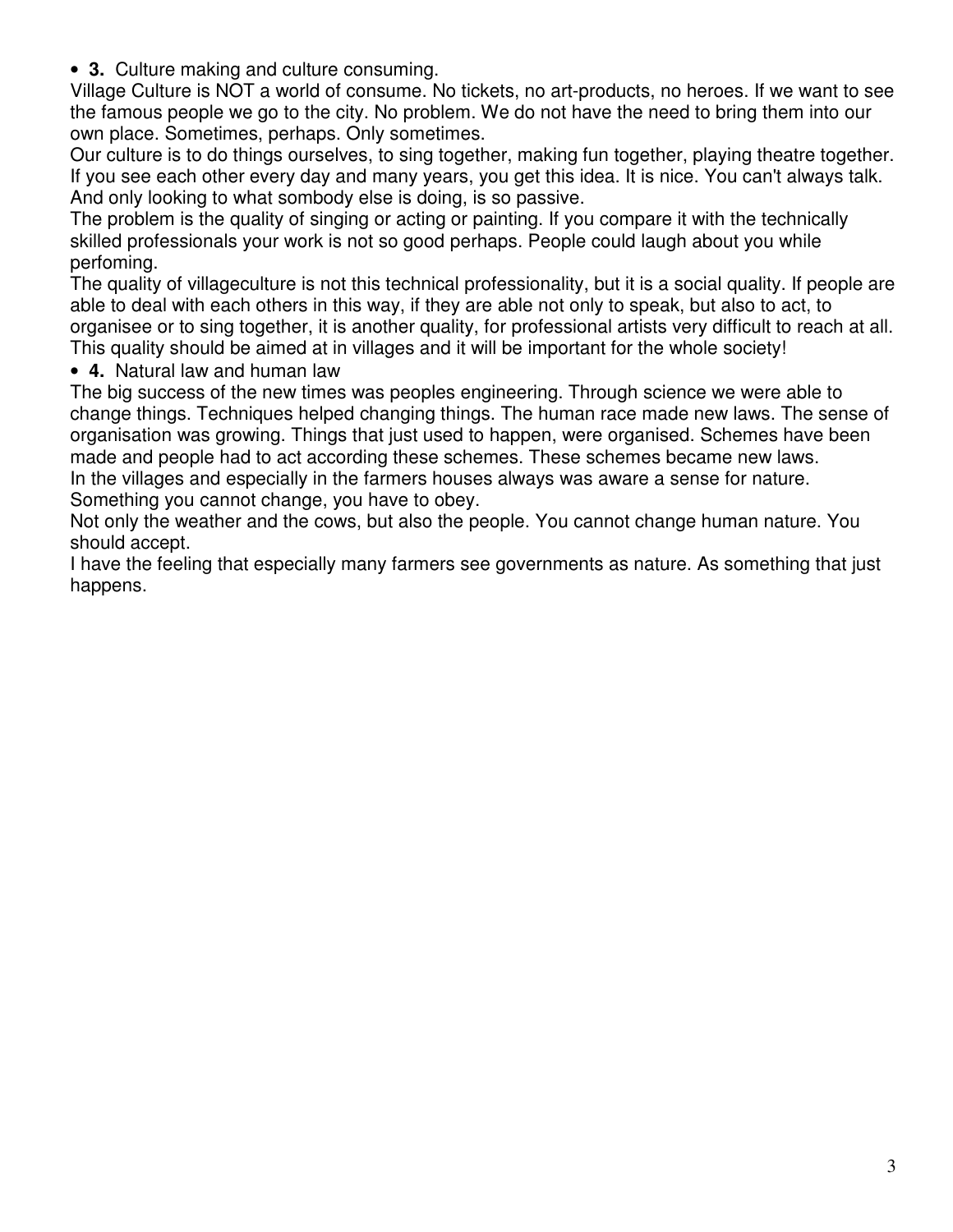- **3.** Culture making and culture consuming.

Village Culture is NOT a world of consume. No tickets, no art-products, no heroes. If we want to see the famous people we go to the city. No problem. We do not have the need to bring them into our own place. Sometimes, perhaps. Only sometimes.

Our culture is to do things ourselves, to sing together, making fun together, playing theatre together. If you see each other every day and many years, you get this idea. It is nice. You can't always talk. And only looking to what sombody else is doing, is so passive.

The problem is the quality of singing or acting or painting. If you compare it with the technically skilled professionals your work is not so good perhaps. People could laugh about you while perfoming.

The quality of villageculture is not this technical professionality, but it is a social quality. If people are able to deal with each others in this way, if they are able not only to speak, but also to act, to organisee or to sing together, it is another quality, for professional artists very difficult to reach at all. This quality should be aimed at in villages and it will be important for the whole society!

- **4.** Natural law and human law

The big success of the new times was peoples engineering. Through science we were able to change things. Techniques helped changing things. The human race made new laws. The sense of organisation was growing. Things that just used to happen, were organised. Schemes have been made and people had to act according these schemes. These schemes became new laws.

In the villages and especially in the farmers houses always was aware a sense for nature. Something you cannot change, you have to obey.

Not only the weather and the cows, but also the people. You cannot change human nature. You should accept.

I have the feeling that especially many farmers see governments as nature. As something that just happens.